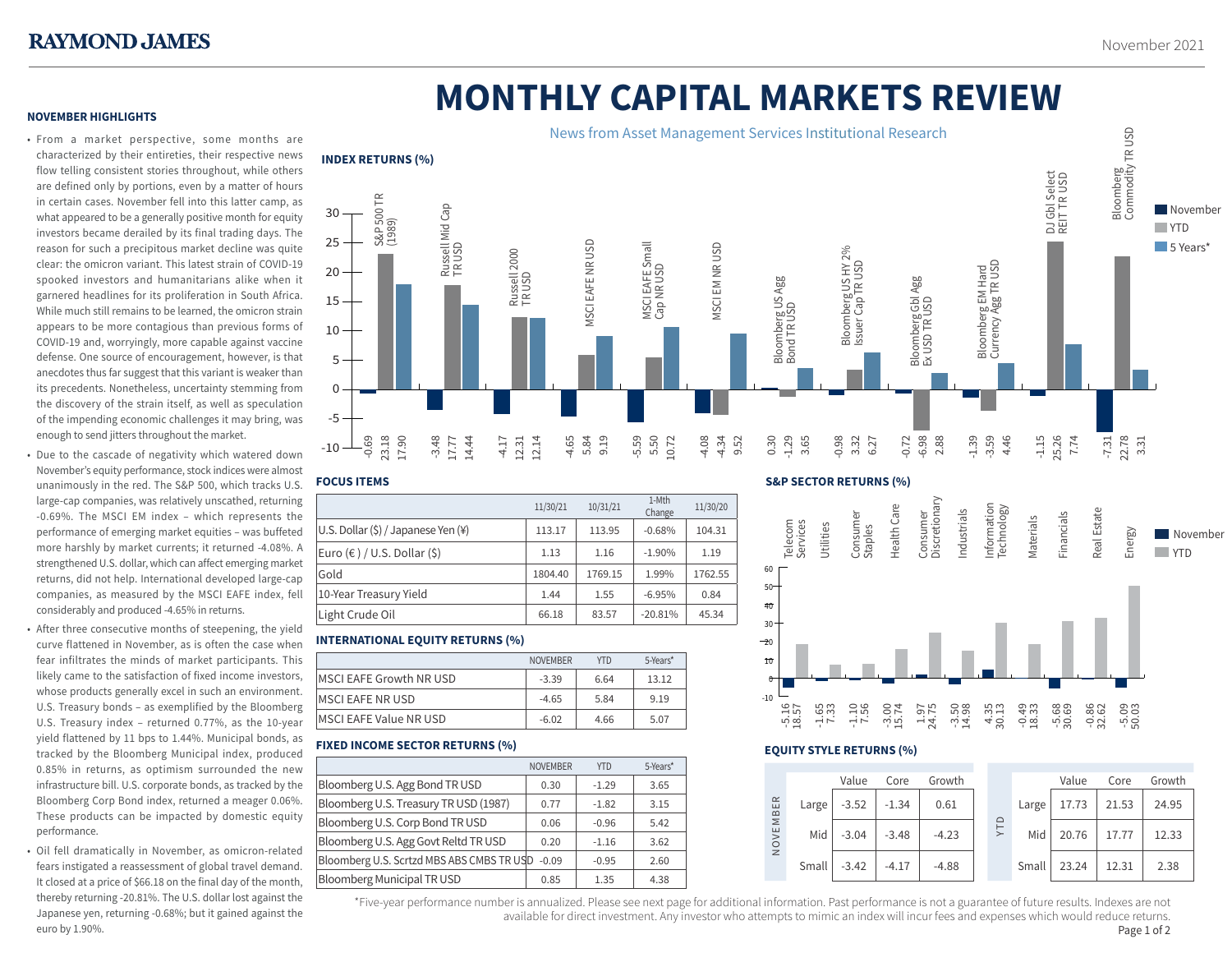# MONTHLY CAPITAL MARKETS REVIEW

News from Asset Management Services Institutional Research

November 2021

## NOVEMBER HIGHLIGHTS

- From a market perspective, some months are characterized by their entireties, their respective news flow telling consistent stories throughout, while others are defined only by portions, even by a matter of hours in certain cases. November fell into this latter camp, as what appeared to be a generally positive month for equity investors became derailed by its final trading days. The reason for such a precipitous market decline was quite clear: the omicron variant. This latest strain of COVID-19 spooked investors and humanitarians alike when it garnered headlines for its proliferation in South Africa. While much still remains to be learned, the omicron strain appears to be more contagious than previous forms of COVID-19 and, worryingly, more capable against vaccine defense. One source of encouragement, however, is that anecdotes thus far suggest that this variant is weaker than its precedents. Nonetheless, uncertainty stemming from the discovery of the strain itself, as well as speculation of the impending economic challenges it may bring, was enough to send jitters throughout the market.
- Due to the cascade of negativity which washed down November's equity performance, stock indices were almost unanimously in the red. The S&P 500, which tracks U.S. large-cap companies, was relatively unscathed, returning -0.69%. The MSCI EM index – which represents the performance of emerging market equities – was buffeted more harshly by market currents; it returned -4.08%. A strengthened U.S. dollar, which can affect emerging market returns, did not help. International developed large-cap companies, as measured by the MSCI EAFE index, fell considerably and produced -4.65% in returns.
- After three consecutive months of steepening, the yield curve flattened in November, as is often the case when fear infiltrates the minds of market participants. This likely came to the satisfaction of fixed income investors, whose products generally excel in such an environment. U.S. Treasury bonds – as exemplified by the Bloomberg U.S. Treasury index – returned 0.77%, as the 10-year yield flattened by 11 bps to 1.44%. Municipal bonds, as tracked by the Bloomberg Municipal index, produced 0.85% in returns, as optimism surrounded the new infrastructure bill. U.S. corporate bonds, as tracked by the Bloomberg Corp Bond index, returned a meager 0.06%. These products can be impacted by domestic equity performance.
- Oil fell dramatically in November, as omicron-related fears instigated a reassessment of global travel demand. It closed at a price of $66.18 on the final day of the month, thereby returning -20.81%. The U.S. dollar lost against the Japanese yen, returning -0.68%; but it gained against the euro by 1.90%.

## INDEX RETURNS (%)

| Index | November | YTD | 5 Years* |
|---|---|---|---|
| S&P 500 TR (1989) | -0.69 | 23.18 | 17.90 |
| Russell Mid Cap TR USD | -3.48 | 17.77 | 14.44 |
| Russell 2000 TR USD | -4.17 | 12.31 | 12.14 |
| MSCI EAFE NR USD | -4.65 | 5.84 | 9.19 |
| MSCI EAFE Small Cap NR USD | -5.59 | 5.50 | 10.72 |
| MSCI EM NR USD | -4.08 | -4.34 | 9.52 |
| Bloomberg US Agg Bond TR USD | 0.30 | -1.29 | 3.65 |
| Bloomberg US HY 2% Issuer Cap TR USD | -0.98 | 3.32 | 6.27 |
| Bloomberg Gbl Agg Ex USD TR USD | -0.72 | -6.98 | 2.88 |
| Bloomberg EM Hard Currency Agg TR USD | -1.39 | -3.59 | 4.46 |
| DJ Gbl Select REIT TR USD | -1.15 | 25.26 | 7.74 |
| Bloomberg Commodity TR USD | -7.31 | 22.78 | 3.31 |

## FOCUS ITEMS

| | 11/30/21 | 10/31/21 | 1-Mth Change | 11/30/20 |
|---|---|---|---|---|
| U.S. Dollar ($) / Japanese Yen (¥) | 113.17 | 113.95 | -0.68% | 104.31 |
| Euro (€) / U.S. Dollar ($) | 1.13 | 1.16 | -1.90% | 1.19 |
| Gold | 1804.40 | 1769.15 | 1.99% | 1762.55 |
| 10-Year Treasury Yield | 1.44 | 1.55 | -6.95% | 0.84 |
| Light Crude Oil | 66.18 | 83.57 | -20.81% | 45.34 |

## INTERNATIONAL EQUITY RETURNS (%)

| | NOVEMBER | YTD | 5-Years* |
|---|---|---|---|
| MSCI EAFE Growth NR USD | -3.39 | 6.64 | 13.12 |
| MSCI EAFE NR USD | -4.65 | 5.84 | 9.19 |
| MSCI EAFE Value NR USD | -6.02 | 4.66 | 5.07 |

## FIXED INCOME SECTOR RETURNS (%)

| | NOVEMBER | YTD | 5-Years* |
|---|---|---|---|
| Bloomberg U.S. Agg Bond TR USD | 0.30 | -1.29 | 3.65 |
| Bloomberg U.S. Treasury TR USD (1987) | 0.77 | -1.82 | 3.15 |
| Bloomberg U.S. Corp Bond TR USD | 0.06 | -0.96 | 5.42 |
| Bloomberg U.S. Agg Govt Reltd TR USD | 0.20 | -1.16 | 3.62 |
| Bloomberg U.S. Scrtzd MBS ABS CMBS TR USD | -0.09 | -0.95 | 2.60 |
| Bloomberg Municipal TR USD | 0.85 | 1.35 | 4.38 |

## S&P SECTOR RETURNS (%)

| Sector | November | YTD |
|---|---|---|
| Telecom Services | -5.16 | 18.57 |
| Utilities | -1.65 | 7.33 |
| Consumer Staples | -1.10 | 7.56 |
| Health Care | -3.00 | 15.74 |
| Consumer Discretionary | 1.97 | 24.75 |
| Industrials | -3.50 | 14.98 |
| Information Technology | 4.35 | 30.13 |
| Materials | -0.49 | 18.33 |
| Financials | -5.68 | 30.69 |
| Real Estate | -0.86 | 32.62 |
| Energy | -5.09 | 50.03 |

## EQUITY STYLE RETURNS (%)

**NOVEMBER**

| | Value | Core | Growth |
|---|---|---|---|
| Large | -3.52 | -1.34 | 0.61 |
| Mid | -3.04 | -3.48 | -4.23 |
| Small | -3.42 | -4.17 | -4.88 |

**YTD**

| | Value | Core | Growth |
|---|---|---|---|
| Large | 17.73 | 21.53 | 24.95 |
| Mid | 20.76 | 17.77 | 12.33 |
| Small | 23.24 | 12.31 | 2.38 |

*Five-year performance number is annualized. Please see next page for additional information. Past performance is not a guarantee of future results. Indexes are not available for direct investment. Any investor who attempts to mimic an index will incur fees and expenses which would reduce returns.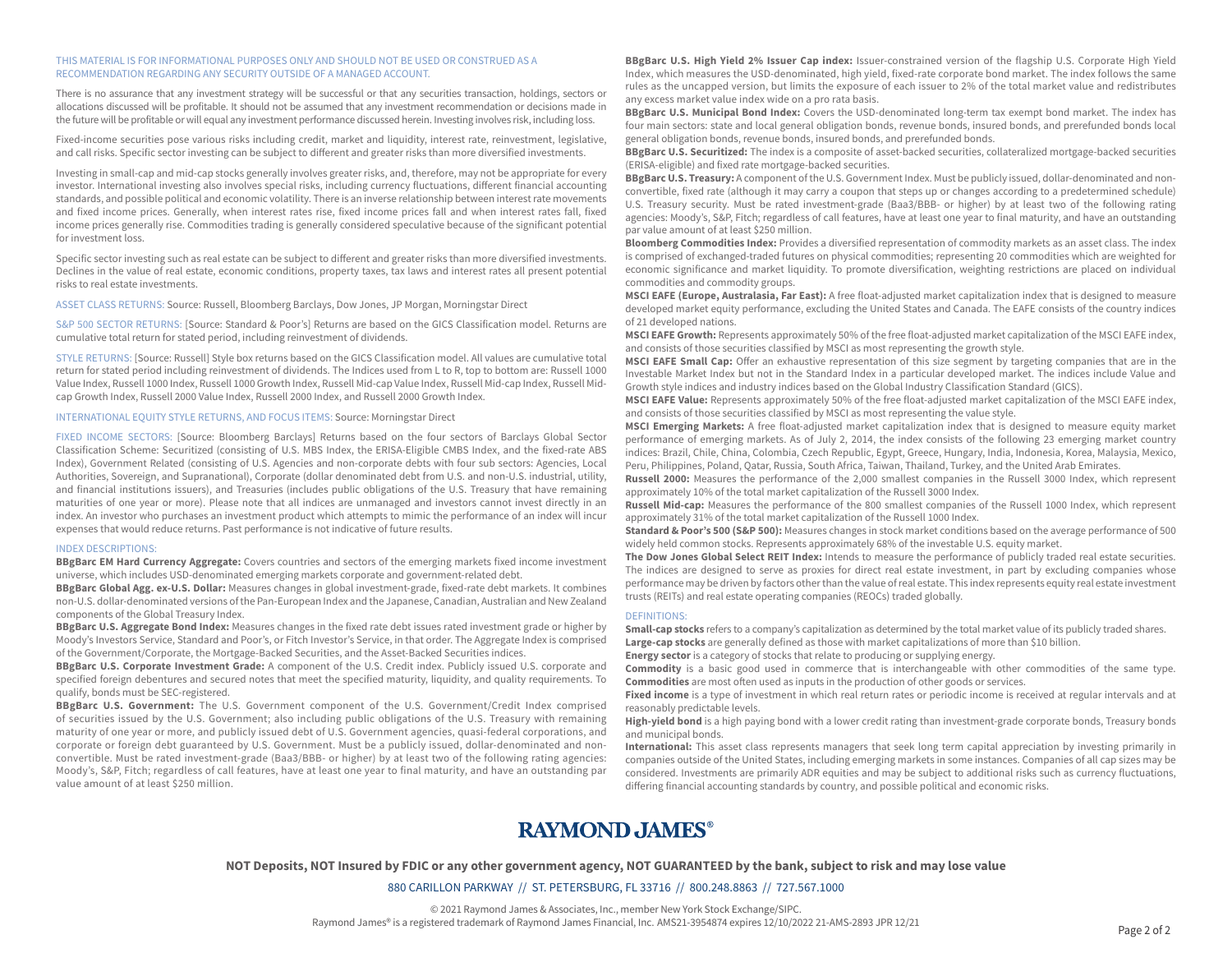THIS MATERIAL IS FOR INFORMATIONAL PURPOSES ONLY AND SHOULD NOT BE USED OR CONSTRUED AS A RECOMMENDATION REGARDING ANY SECURITY OUTSIDE OF A MANAGED ACCOUNT.

There is no assurance that any investment strategy will be successful or that any securities transaction, holdings, sectors or allocations discussed will be profitable. It should not be assumed that any investment recommendation or decisions made in the future will be profitable or will equal any investment performance discussed herein. Investing involves risk, including loss.

Fixed-income securities pose various risks including credit, market and liquidity, interest rate, reinvestment, legislative, and call risks. Specific sector investing can be subject to different and greater risks than more diversified investments.

Investing in small-cap and mid-cap stocks generally involves greater risks, and, therefore, may not be appropriate for every investor. International investing also involves special risks, including currency fluctuations, different financial accounting standards, and possible political and economic volatility. There is an inverse relationship between interest rate movements and fixed income prices. Generally, when interest rates rise, fixed income prices fall and when interest rates fall, fixed income prices generally rise. Commodities trading is generally considered speculative because of the significant potential for investment loss.

Specific sector investing such as real estate can be subject to different and greater risks than more diversified investments. Declines in the value of real estate, economic conditions, property taxes, tax laws and interest rates all present potential risks to real estate investments.

ASSET CLASS RETURNS: Source: Russell, Bloomberg Barclays, Dow Jones, JP Morgan, Morningstar Direct

S&P 500 SECTOR RETURNS: [Source: Standard & Poor's] Returns are based on the GICS Classification model. Returns are cumulative total return for stated period, including reinvestment of dividends.

STYLE RETURNS: [Source: Russell] Style box returns based on the GICS Classification model. All values are cumulative total return for stated period including reinvestment of dividends. The Indices used from L to R, top to bottom are: Russell 1000 Value Index, Russell 1000 Index, Russell 1000 Growth Index, Russell Mid-cap Value Index, Russell Mid-cap Index, Russell Mid-cap Growth Index, Russell 2000 Value Index, Russell 2000 Index, and Russell 2000 Growth Index.

INTERNATIONAL EQUITY STYLE RETURNS, AND FOCUS ITEMS: Source: Morningstar Direct

FIXED INCOME SECTORS: [Source: Bloomberg Barclays] Returns based on the four sectors of Barclays Global Sector Classification Scheme: Securitized (consisting of U.S. MBS Index, the ERISA-Eligible CMBS Index, and the fixed-rate ABS Index), Government Related (consisting of U.S. Agencies and non-corporate debts with four sub sectors: Agencies, Local Authorities, Sovereign, and Supranational), Corporate (dollar denominated debt from U.S. and non-U.S. industrial, utility, and financial institutions issuers), and Treasuries (includes public obligations of the U.S. Treasury that have remaining maturities of one year or more). Please note that all indices are unmanaged and investors cannot invest directly in an index. An investor who purchases an investment product which attempts to mimic the performance of an index will incur expenses that would reduce returns. Past performance is not indicative of future results.

## INDEX DESCRIPTIONS:

**BBgBarc EM Hard Currency Aggregate:** Covers countries and sectors of the emerging markets fixed income investment universe, which includes USD-denominated emerging markets corporate and government-related debt.

**BBgBarc Global Agg. ex-U.S. Dollar:** Measures changes in global investment-grade, fixed-rate debt markets. It combines non-U.S. dollar-denominated versions of the Pan-European Index and the Japanese, Canadian, Australian and New Zealand components of the Global Treasury Index.

**BBgBarc U.S. Aggregate Bond Index:** Measures changes in the fixed rate debt issues rated investment grade or higher by Moody's Investors Service, Standard and Poor's, or Fitch Investor's Service, in that order. The Aggregate Index is comprised of the Government/Corporate, the Mortgage-Backed Securities, and the Asset-Backed Securities indices.

**BBgBarc U.S. Corporate Investment Grade:** A component of the U.S. Credit index. Publicly issued U.S. corporate and specified foreign debentures and secured notes that meet the specified maturity, liquidity, and quality requirements. To qualify, bonds must be SEC-registered.

**BBgBarc U.S. Government:** The U.S. Government component of the U.S. Government/Credit Index comprised of securities issued by the U.S. Government; also including public obligations of the U.S. Treasury with remaining maturity of one year or more, and publicly issued debt of U.S. Government agencies, quasi-federal corporations, and corporate or foreign debt guaranteed by U.S. Government. Must be a publicly issued, dollar-denominated and non-convertible. Must be rated investment-grade (Baa3/BBB- or higher) by at least two of the following rating agencies: Moody's, S&P, Fitch; regardless of call features, have at least one year to final maturity, and have an outstanding par value amount of at least $250 million.

**BBgBarc U.S. High Yield 2% Issuer Cap index:** Issuer-constrained version of the flagship U.S. Corporate High Yield Index, which measures the USD-denominated, high yield, fixed-rate corporate bond market. The index follows the same rules as the uncapped version, but limits the exposure of each issuer to 2% of the total market value and redistributes any excess market value index wide on a pro rata basis.

**BBgBarc U.S. Municipal Bond Index:** Covers the USD-denominated long-term tax exempt bond market. The index has four main sectors: state and local general obligation bonds, revenue bonds, insured bonds, and prerefunded bonds local general obligation bonds, revenue bonds, insured bonds, and prerefunded bonds.

**BBgBarc U.S. Securitized:** The index is a composite of asset-backed securities, collateralized mortgage-backed securities (ERISA-eligible) and fixed rate mortgage-backed securities.

**BBgBarc U.S. Treasury:** A component of the U.S. Government Index. Must be publicly issued, dollar-denominated and non-convertible, fixed rate (although it may carry a coupon that steps up or changes according to a predetermined schedule) U.S. Treasury security. Must be rated investment-grade (Baa3/BBB- or higher) by at least two of the following rating agencies: Moody's, S&P, Fitch; regardless of call features, have at least one year to final maturity, and have an outstanding par value amount of at least $250 million.

**Bloomberg Commodities Index:** Provides a diversified representation of commodity markets as an asset class. The index is comprised of exchanged-traded futures on physical commodities; representing 20 commodities which are weighted for economic significance and market liquidity. To promote diversification, weighting restrictions are placed on individual commodities and commodity groups.

**MSCI EAFE (Europe, Australasia, Far East):** A free float-adjusted market capitalization index that is designed to measure developed market equity performance, excluding the United States and Canada. The EAFE consists of the country indices of 21 developed nations.

**MSCI EAFE Growth:** Represents approximately 50% of the free float-adjusted market capitalization of the MSCI EAFE index, and consists of those securities classified by MSCI as most representing the growth style.

**MSCI EAFE Small Cap:** Offer an exhaustive representation of this size segment by targeting companies that are in the Investable Market Index but not in the Standard Index in a particular developed market. The indices include Value and Growth style indices and industry indices based on the Global Industry Classification Standard (GICS).

**MSCI EAFE Value:** Represents approximately 50% of the free float-adjusted market capitalization of the MSCI EAFE index, and consists of those securities classified by MSCI as most representing the value style.

**MSCI Emerging Markets:** A free float-adjusted market capitalization index that is designed to measure equity market performance of emerging markets. As of July 2, 2014, the index consists of the following 23 emerging market country indices: Brazil, Chile, China, Colombia, Czech Republic, Egypt, Greece, Hungary, India, Indonesia, Korea, Malaysia, Mexico, Peru, Philippines, Poland, Qatar, Russia, South Africa, Taiwan, Thailand, Turkey, and the United Arab Emirates.

**Russell 2000:** Measures the performance of the 2,000 smallest companies in the Russell 3000 Index, which represent approximately 10% of the total market capitalization of the Russell 3000 Index.

**Russell Mid-cap:** Measures the performance of the 800 smallest companies of the Russell 1000 Index, which represent approximately 31% of the total market capitalization of the Russell 1000 Index.

**Standard & Poor's 500 (S&P 500):** Measures changes in stock market conditions based on the average performance of 500 widely held common stocks. Represents approximately 68% of the investable U.S. equity market.

**The Dow Jones Global Select REIT Index:** Intends to measure the performance of publicly traded real estate securities. The indices are designed to serve as proxies for direct real estate investment, in part by excluding companies whose performance may be driven by factors other than the value of real estate. This index represents equity real estate investment trusts (REITs) and real estate operating companies (REOCs) traded globally.

## DEFINITIONS:

**Small-cap stocks** refers to a company's capitalization as determined by the total market value of its publicly traded shares.

**Large-cap stocks** are generally defined as those with market capitalizations of more than $10 billion.

**Energy sector** is a category of stocks that relate to producing or supplying energy.

**Commodity** is a basic good used in commerce that is interchangeable with other commodities of the same type. **Commodities** are most often used as inputs in the production of other goods or services.

**Fixed income** is a type of investment in which real return rates or periodic income is received at regular intervals and at reasonably predictable levels.

**High-yield bond** is a high paying bond with a lower credit rating than investment-grade corporate bonds, Treasury bonds and municipal bonds.

**International:** This asset class represents managers that seek long term capital appreciation by investing primarily in companies outside of the United States, including emerging markets in some instances. Companies of all cap sizes may be considered. Investments are primarily ADR equities and may be subject to additional risks such as currency fluctuations, differing financial accounting standards by country, and possible political and economic risks.

**RAYMOND JAMES®**

**NOT Deposits, NOT Insured by FDIC or any other government agency, NOT GUARANTEED by the bank, subject to risk and may lose value**

880 CARILLON PARKWAY // ST. PETERSBURG, FL 33716 // 800.248.8863 // 727.567.1000

© 2021 Raymond James & Associates, Inc., member New York Stock Exchange/SIPC.
Raymond James® is a registered trademark of Raymond James Financial, Inc. AMS21-3954874 expires 12/10/2022 21-AMS-2893 JPR 12/21